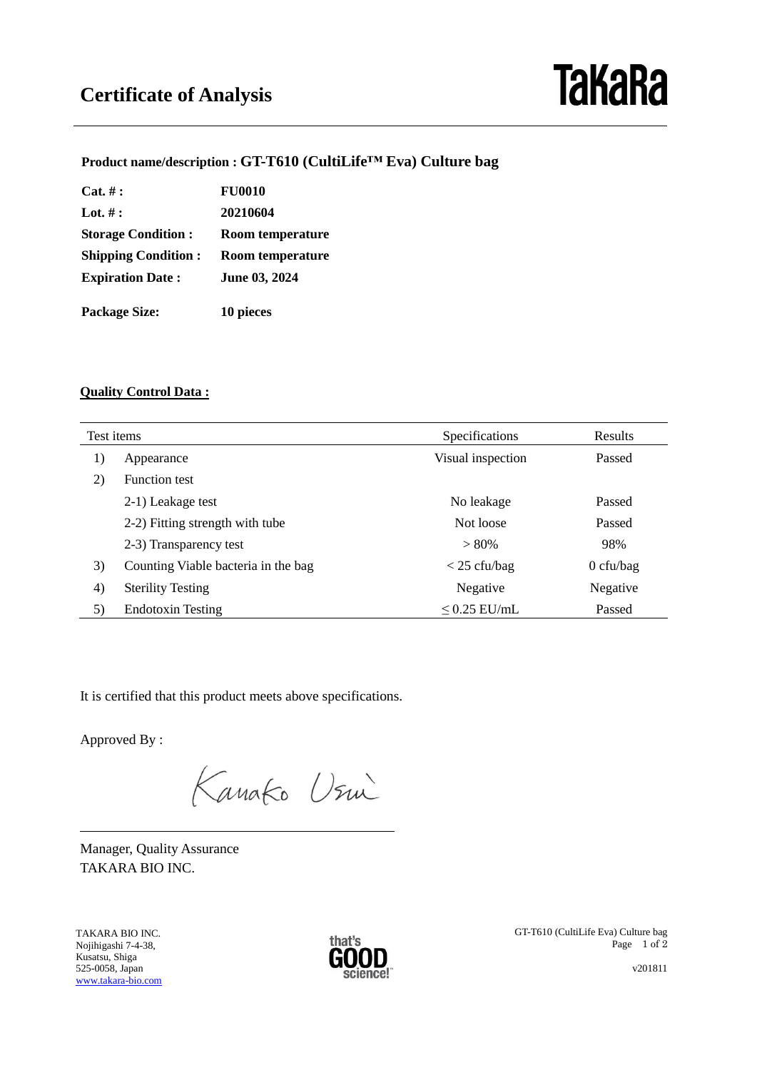# Certificate of Analysis

**TaKaRa**

**Product name/description : GT-T610 (CultiLife™ Eva) Culture bag**

| | |
|---|---|
| **Cat. # :** | **FU0010** |
| **Lot. # :** | **20210604** |
| **Storage Condition :** | **Room temperature** |
| **Shipping Condition :** | **Room temperature** |
| **Expiration Date :** | **June 03, 2024** |
| **Package Size:** | **10 pieces** |

**Quality Control Data :**

| Test items | | Specifications | Results |
|---|---|---|---|
| 1) | Appearance | Visual inspection | Passed |
| 2) | Function test | | |
| | 2-1) Leakage test | No leakage | Passed |
| | 2-2) Fitting strength with tube | Not loose | Passed |
| | 2-3) Transparency test | > 80% | 98% |
| 3) | Counting Viable bacteria in the bag | < 25 cfu/bag | 0 cfu/bag |
| 4) | Sterility Testing | Negative | Negative |
| 5) | Endotoxin Testing | ≤ 0.25 EU/mL | Passed |

It is certified that this product meets above specifications.

Approved By :

Kanako Usui

Manager, Quality Assurance
TAKARA BIO INC.

TAKARA BIO INC.
Nojihigashi 7-4-38,
Kusatsu, Shiga
525-0058, Japan
www.takara-bio.com

that's GOOD science!™

GT-T610 (CultiLife Eva) Culture bag

v201811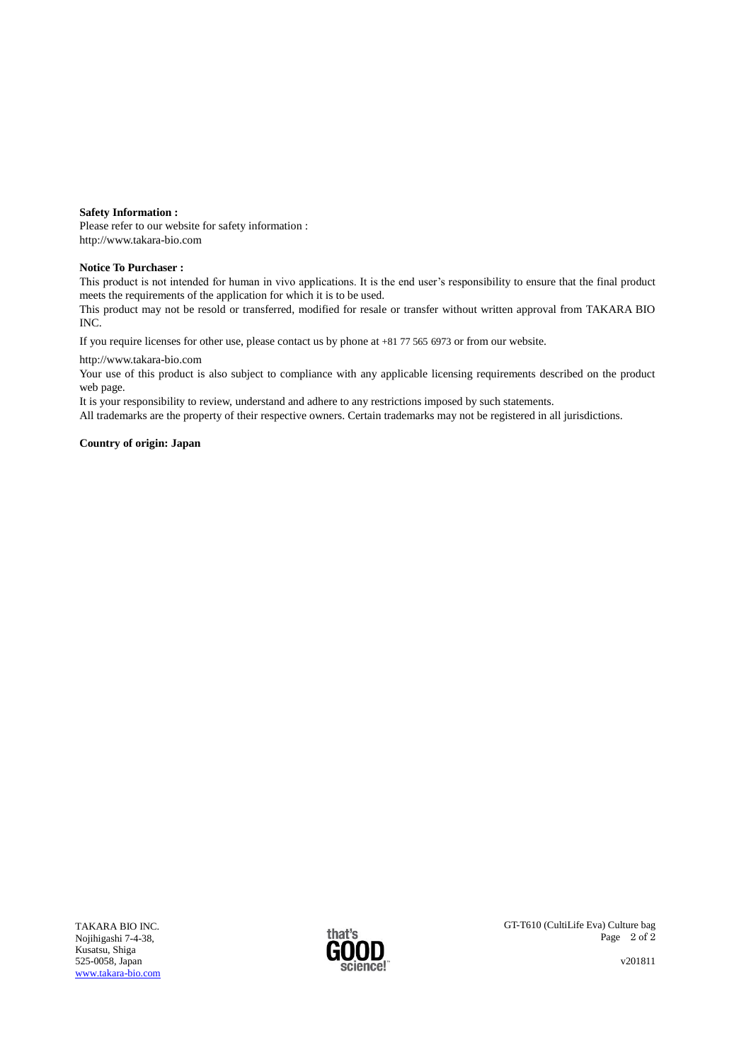**Safety Information :**

Please refer to our website for safety information :
http://www.takara-bio.com

**Notice To Purchaser :**

This product is not intended for human in vivo applications. It is the end user's responsibility to ensure that the final product meets the requirements of the application for which it is to be used.

This product may not be resold or transferred, modified for resale or transfer without written approval from TAKARA BIO INC.

If you require licenses for other use, please contact us by phone at +81 77 565 6973 or from our website.

http://www.takara-bio.com

Your use of this product is also subject to compliance with any applicable licensing requirements described on the product web page.

It is your responsibility to review, understand and adhere to any restrictions imposed by such statements.

All trademarks are the property of their respective owners. Certain trademarks may not be registered in all jurisdictions.

**Country of origin: Japan**

TAKARA BIO INC.
Nojihigashi 7-4-38,
Kusatsu, Shiga
525-0058, Japan
www.takara-bio.com